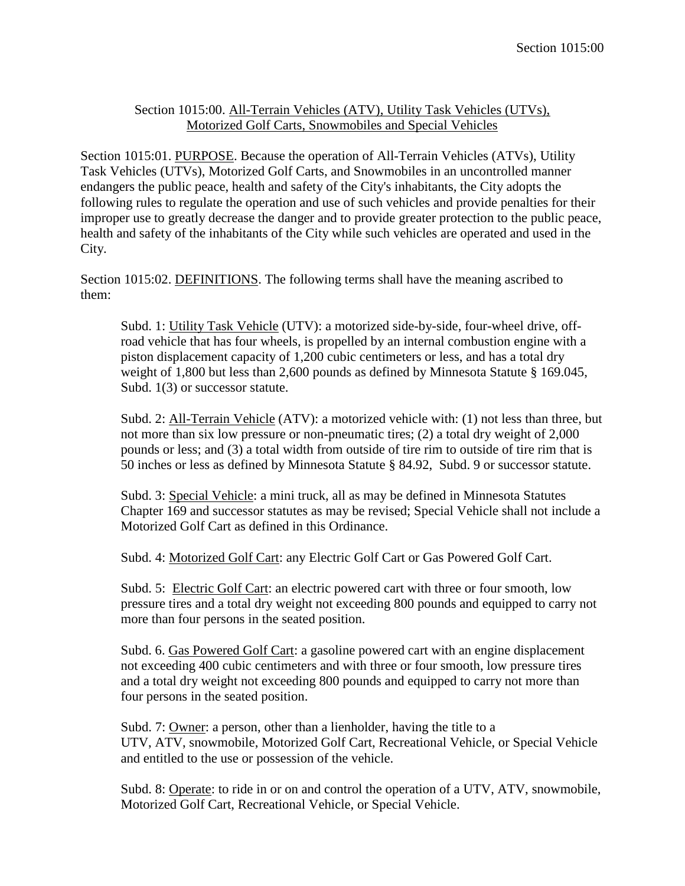## Section 1015:00. All-Terrain Vehicles (ATV), Utility Task Vehicles (UTVs), Motorized Golf Carts, Snowmobiles and Special Vehicles

Section 1015:01. PURPOSE. Because the operation of All-Terrain Vehicles (ATVs), Utility Task Vehicles (UTVs), Motorized Golf Carts, and Snowmobiles in an uncontrolled manner endangers the public peace, health and safety of the City's inhabitants, the City adopts the following rules to regulate the operation and use of such vehicles and provide penalties for their improper use to greatly decrease the danger and to provide greater protection to the public peace, health and safety of the inhabitants of the City while such vehicles are operated and used in the City.

Section 1015:02. DEFINITIONS. The following terms shall have the meaning ascribed to them:

Subd. 1: Utility Task Vehicle (UTV): a motorized side-by-side, four-wheel drive, off-road vehicle that has four wheels, is propelled by an internal combustion engine with a piston displacement capacity of 1,200 cubic centimeters or less, and has a total dry weight of 1,800 but less than 2,600 pounds as defined by Minnesota Statute § 169.045, Subd. 1(3) or successor statute.

Subd. 2: All-Terrain Vehicle (ATV): a motorized vehicle with: (1) not less than three, but not more than six low pressure or non-pneumatic tires; (2) a total dry weight of 2,000 pounds or less; and (3) a total width from outside of tire rim to outside of tire rim that is 50 inches or less as defined by Minnesota Statute § 84.92, Subd. 9 or successor statute.

Subd. 3: Special Vehicle: a mini truck, all as may be defined in Minnesota Statutes Chapter 169 and successor statutes as may be revised; Special Vehicle shall not include a Motorized Golf Cart as defined in this Ordinance.

Subd. 4: Motorized Golf Cart: any Electric Golf Cart or Gas Powered Golf Cart.

Subd. 5: Electric Golf Cart: an electric powered cart with three or four smooth, low pressure tires and a total dry weight not exceeding 800 pounds and equipped to carry not more than four persons in the seated position.

Subd. 6. Gas Powered Golf Cart: a gasoline powered cart with an engine displacement not exceeding 400 cubic centimeters and with three or four smooth, low pressure tires and a total dry weight not exceeding 800 pounds and equipped to carry not more than four persons in the seated position.

Subd. 7: Owner: a person, other than a lienholder, having the title to a UTV, ATV, snowmobile, Motorized Golf Cart, Recreational Vehicle, or Special Vehicle and entitled to the use or possession of the vehicle.

Subd. 8: Operate: to ride in or on and control the operation of a UTV, ATV, snowmobile, Motorized Golf Cart, Recreational Vehicle, or Special Vehicle.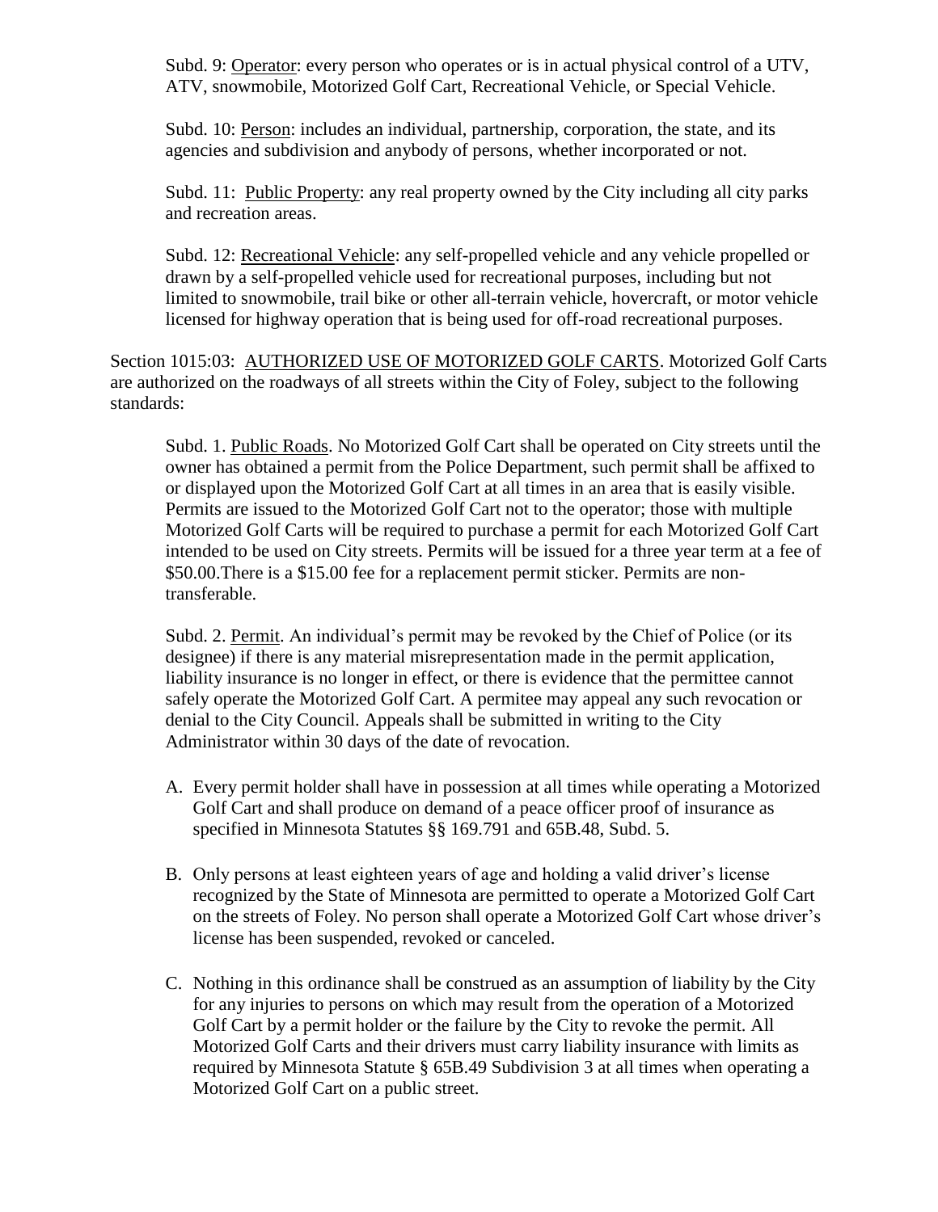Subd. 9: Operator: every person who operates or is in actual physical control of a UTV, ATV, snowmobile, Motorized Golf Cart, Recreational Vehicle, or Special Vehicle.

Subd. 10: Person: includes an individual, partnership, corporation, the state, and its agencies and subdivision and anybody of persons, whether incorporated or not.

Subd. 11: Public Property: any real property owned by the City including all city parks and recreation areas.

Subd. 12: Recreational Vehicle: any self-propelled vehicle and any vehicle propelled or drawn by a self-propelled vehicle used for recreational purposes, including but not limited to snowmobile, trail bike or other all-terrain vehicle, hovercraft, or motor vehicle licensed for highway operation that is being used for off-road recreational purposes.

Section 1015:03: AUTHORIZED USE OF MOTORIZED GOLF CARTS. Motorized Golf Carts are authorized on the roadways of all streets within the City of Foley, subject to the following standards:

Subd. 1. Public Roads. No Motorized Golf Cart shall be operated on City streets until the owner has obtained a permit from the Police Department, such permit shall be affixed to or displayed upon the Motorized Golf Cart at all times in an area that is easily visible. Permits are issued to the Motorized Golf Cart not to the operator; those with multiple Motorized Golf Carts will be required to purchase a permit for each Motorized Golf Cart intended to be used on City streets. Permits will be issued for a three year term at a fee of $50.00.There is a $15.00 fee for a replacement permit sticker. Permits are non-transferable.

Subd. 2. Permit. An individual's permit may be revoked by the Chief of Police (or its designee) if there is any material misrepresentation made in the permit application, liability insurance is no longer in effect, or there is evidence that the permittee cannot safely operate the Motorized Golf Cart. A permitee may appeal any such revocation or denial to the City Council. Appeals shall be submitted in writing to the City Administrator within 30 days of the date of revocation.

A. Every permit holder shall have in possession at all times while operating a Motorized Golf Cart and shall produce on demand of a peace officer proof of insurance as specified in Minnesota Statutes §§ 169.791 and 65B.48, Subd. 5.

B. Only persons at least eighteen years of age and holding a valid driver's license recognized by the State of Minnesota are permitted to operate a Motorized Golf Cart on the streets of Foley. No person shall operate a Motorized Golf Cart whose driver's license has been suspended, revoked or canceled.

C. Nothing in this ordinance shall be construed as an assumption of liability by the City for any injuries to persons on which may result from the operation of a Motorized Golf Cart by a permit holder or the failure by the City to revoke the permit. All Motorized Golf Carts and their drivers must carry liability insurance with limits as required by Minnesota Statute § 65B.49 Subdivision 3 at all times when operating a Motorized Golf Cart on a public street.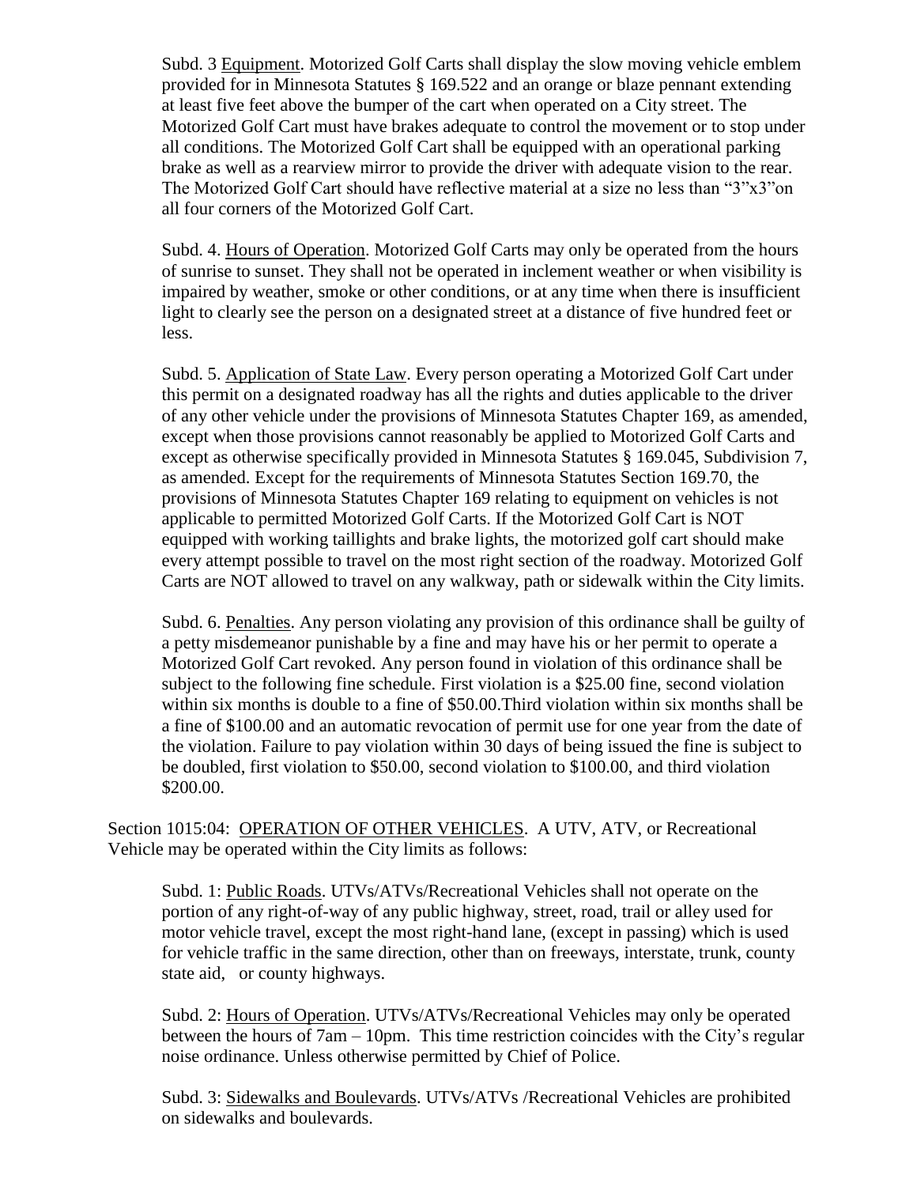Subd. 3 <u>Equipment</u>. Motorized Golf Carts shall display the slow moving vehicle emblem provided for in Minnesota Statutes § 169.522 and an orange or blaze pennant extending at least five feet above the bumper of the cart when operated on a City street. The Motorized Golf Cart must have brakes adequate to control the movement or to stop under all conditions. The Motorized Golf Cart shall be equipped with an operational parking brake as well as a rearview mirror to provide the driver with adequate vision to the rear. The Motorized Golf Cart should have reflective material at a size no less than "3"x3"on all four corners of the Motorized Golf Cart.

Subd. 4. <u>Hours of Operation</u>. Motorized Golf Carts may only be operated from the hours of sunrise to sunset. They shall not be operated in inclement weather or when visibility is impaired by weather, smoke or other conditions, or at any time when there is insufficient light to clearly see the person on a designated street at a distance of five hundred feet or less.

Subd. 5. <u>Application of State Law</u>. Every person operating a Motorized Golf Cart under this permit on a designated roadway has all the rights and duties applicable to the driver of any other vehicle under the provisions of Minnesota Statutes Chapter 169, as amended, except when those provisions cannot reasonably be applied to Motorized Golf Carts and except as otherwise specifically provided in Minnesota Statutes § 169.045, Subdivision 7, as amended. Except for the requirements of Minnesota Statutes Section 169.70, the provisions of Minnesota Statutes Chapter 169 relating to equipment on vehicles is not applicable to permitted Motorized Golf Carts. If the Motorized Golf Cart is NOT equipped with working taillights and brake lights, the motorized golf cart should make every attempt possible to travel on the most right section of the roadway. Motorized Golf Carts are NOT allowed to travel on any walkway, path or sidewalk within the City limits.

Subd. 6. <u>Penalties</u>. Any person violating any provision of this ordinance shall be guilty of a petty misdemeanor punishable by a fine and may have his or her permit to operate a Motorized Golf Cart revoked. Any person found in violation of this ordinance shall be subject to the following fine schedule. First violation is a $25.00 fine, second violation within six months is double to a fine of $50.00.Third violation within six months shall be a fine of $100.00 and an automatic revocation of permit use for one year from the date of the violation. Failure to pay violation within 30 days of being issued the fine is subject to be doubled, first violation to $50.00, second violation to $100.00, and third violation $200.00.

Section 1015:04: <u>OPERATION OF OTHER VEHICLES</u>. A UTV, ATV, or Recreational Vehicle may be operated within the City limits as follows:

Subd. 1: <u>Public Roads</u>. UTVs/ATVs/Recreational Vehicles shall not operate on the portion of any right-of-way of any public highway, street, road, trail or alley used for motor vehicle travel, except the most right-hand lane, (except in passing) which is used for vehicle traffic in the same direction, other than on freeways, interstate, trunk, county state aid, or county highways.

Subd. 2: <u>Hours of Operation</u>. UTVs/ATVs/Recreational Vehicles may only be operated between the hours of 7am – 10pm. This time restriction coincides with the City's regular noise ordinance. Unless otherwise permitted by Chief of Police.

Subd. 3: <u>Sidewalks and Boulevards</u>. UTVs/ATVs /Recreational Vehicles are prohibited on sidewalks and boulevards.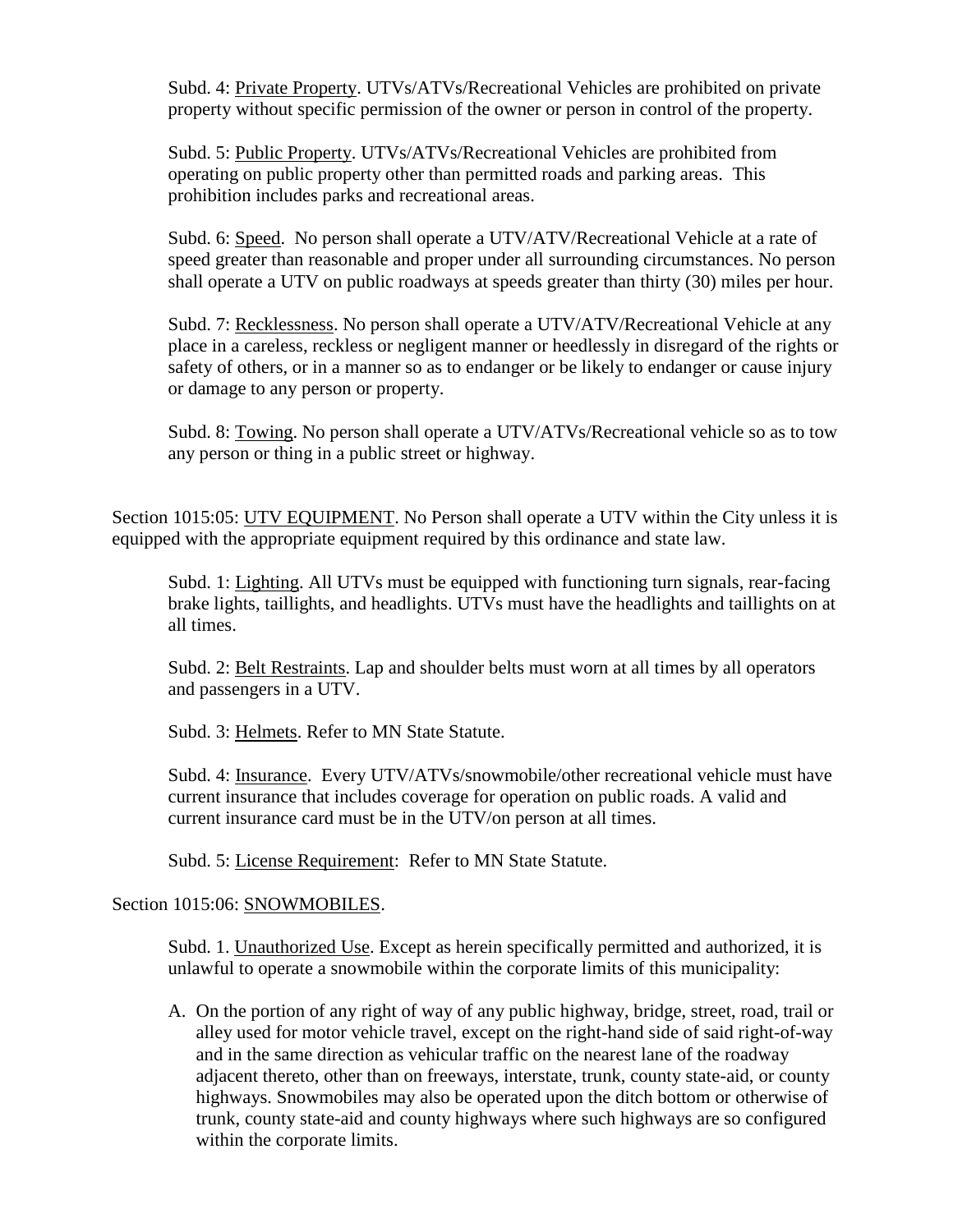Subd. 4: <u>Private Property</u>. UTVs/ATVs/Recreational Vehicles are prohibited on private property without specific permission of the owner or person in control of the property.

Subd. 5: <u>Public Property</u>. UTVs/ATVs/Recreational Vehicles are prohibited from operating on public property other than permitted roads and parking areas. This prohibition includes parks and recreational areas.

Subd. 6: <u>Speed</u>. No person shall operate a UTV/ATV/Recreational Vehicle at a rate of speed greater than reasonable and proper under all surrounding circumstances. No person shall operate a UTV on public roadways at speeds greater than thirty (30) miles per hour.

Subd. 7: <u>Recklessness</u>. No person shall operate a UTV/ATV/Recreational Vehicle at any place in a careless, reckless or negligent manner or heedlessly in disregard of the rights or safety of others, or in a manner so as to endanger or be likely to endanger or cause injury or damage to any person or property.

Subd. 8: <u>Towing</u>. No person shall operate a UTV/ATVs/Recreational vehicle so as to tow any person or thing in a public street or highway.

Section 1015:05: <u>UTV EQUIPMENT</u>. No Person shall operate a UTV within the City unless it is equipped with the appropriate equipment required by this ordinance and state law.

Subd. 1: <u>Lighting</u>. All UTVs must be equipped with functioning turn signals, rear-facing brake lights, taillights, and headlights. UTVs must have the headlights and taillights on at all times.

Subd. 2: <u>Belt Restraints</u>. Lap and shoulder belts must worn at all times by all operators and passengers in a UTV.

Subd. 3: <u>Helmets</u>. Refer to MN State Statute.

Subd. 4: <u>Insurance</u>. Every UTV/ATVs/snowmobile/other recreational vehicle must have current insurance that includes coverage for operation on public roads. A valid and current insurance card must be in the UTV/on person at all times.

Subd. 5: <u>License Requirement</u>: Refer to MN State Statute.

Section 1015:06: <u>SNOWMOBILES</u>.

Subd. 1. <u>Unauthorized Use</u>. Except as herein specifically permitted and authorized, it is unlawful to operate a snowmobile within the corporate limits of this municipality:

A. On the portion of any right of way of any public highway, bridge, street, road, trail or alley used for motor vehicle travel, except on the right-hand side of said right-of-way and in the same direction as vehicular traffic on the nearest lane of the roadway adjacent thereto, other than on freeways, interstate, trunk, county state-aid, or county highways. Snowmobiles may also be operated upon the ditch bottom or otherwise of trunk, county state-aid and county highways where such highways are so configured within the corporate limits.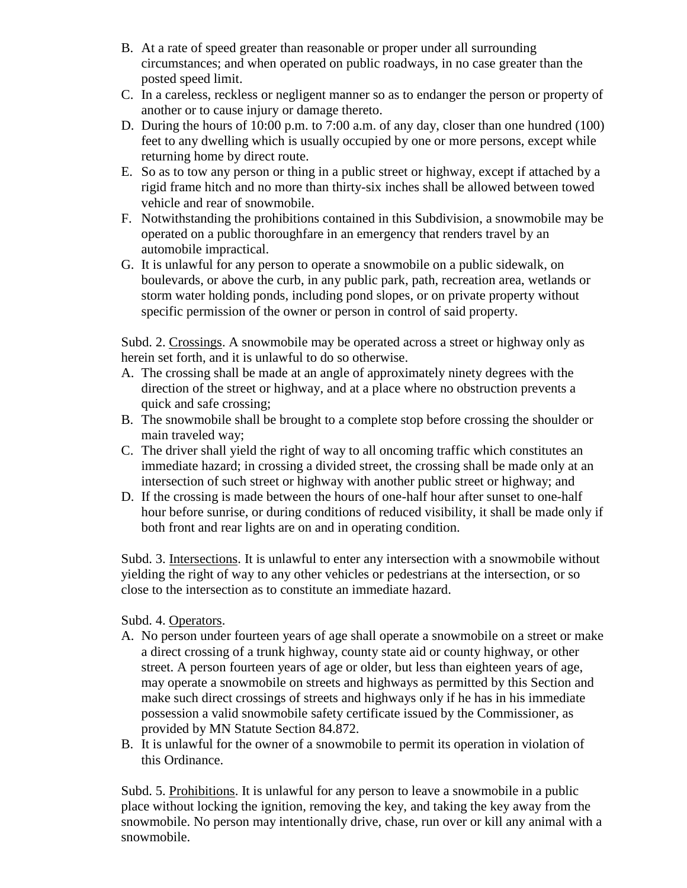B. At a rate of speed greater than reasonable or proper under all surrounding circumstances; and when operated on public roadways, in no case greater than the posted speed limit.
C. In a careless, reckless or negligent manner so as to endanger the person or property of another or to cause injury or damage thereto.
D. During the hours of 10:00 p.m. to 7:00 a.m. of any day, closer than one hundred (100) feet to any dwelling which is usually occupied by one or more persons, except while returning home by direct route.
E. So as to tow any person or thing in a public street or highway, except if attached by a rigid frame hitch and no more than thirty-six inches shall be allowed between towed vehicle and rear of snowmobile.
F. Notwithstanding the prohibitions contained in this Subdivision, a snowmobile may be operated on a public thoroughfare in an emergency that renders travel by an automobile impractical.
G. It is unlawful for any person to operate a snowmobile on a public sidewalk, on boulevards, or above the curb, in any public park, path, recreation area, wetlands or storm water holding ponds, including pond slopes, or on private property without specific permission of the owner or person in control of said property.

Subd. 2. <u>Crossings</u>. A snowmobile may be operated across a street or highway only as herein set forth, and it is unlawful to do so otherwise.

A. The crossing shall be made at an angle of approximately ninety degrees with the direction of the street or highway, and at a place where no obstruction prevents a quick and safe crossing;
B. The snowmobile shall be brought to a complete stop before crossing the shoulder or main traveled way;
C. The driver shall yield the right of way to all oncoming traffic which constitutes an immediate hazard; in crossing a divided street, the crossing shall be made only at an intersection of such street or highway with another public street or highway; and
D. If the crossing is made between the hours of one-half hour after sunset to one-half hour before sunrise, or during conditions of reduced visibility, it shall be made only if both front and rear lights are on and in operating condition.

Subd. 3. <u>Intersections</u>. It is unlawful to enter any intersection with a snowmobile without yielding the right of way to any other vehicles or pedestrians at the intersection, or so close to the intersection as to constitute an immediate hazard.

Subd. 4. <u>Operators</u>.

A. No person under fourteen years of age shall operate a snowmobile on a street or make a direct crossing of a trunk highway, county state aid or county highway, or other street. A person fourteen years of age or older, but less than eighteen years of age, may operate a snowmobile on streets and highways as permitted by this Section and make such direct crossings of streets and highways only if he has in his immediate possession a valid snowmobile safety certificate issued by the Commissioner, as provided by MN Statute Section 84.872.
B. It is unlawful for the owner of a snowmobile to permit its operation in violation of this Ordinance.

Subd. 5. <u>Prohibitions</u>. It is unlawful for any person to leave a snowmobile in a public place without locking the ignition, removing the key, and taking the key away from the snowmobile. No person may intentionally drive, chase, run over or kill any animal with a snowmobile.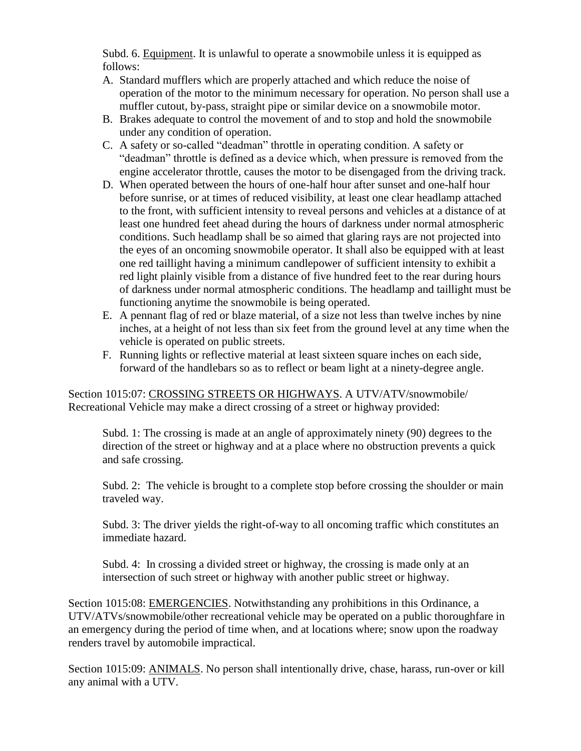Subd. 6. <u>Equipment</u>. It is unlawful to operate a snowmobile unless it is equipped as follows:

A. Standard mufflers which are properly attached and which reduce the noise of operation of the motor to the minimum necessary for operation. No person shall use a muffler cutout, by-pass, straight pipe or similar device on a snowmobile motor.
B. Brakes adequate to control the movement of and to stop and hold the snowmobile under any condition of operation.
C. A safety or so-called "deadman" throttle in operating condition. A safety or "deadman" throttle is defined as a device which, when pressure is removed from the engine accelerator throttle, causes the motor to be disengaged from the driving track.
D. When operated between the hours of one-half hour after sunset and one-half hour before sunrise, or at times of reduced visibility, at least one clear headlamp attached to the front, with sufficient intensity to reveal persons and vehicles at a distance of at least one hundred feet ahead during the hours of darkness under normal atmospheric conditions. Such headlamp shall be so aimed that glaring rays are not projected into the eyes of an oncoming snowmobile operator. It shall also be equipped with at least one red taillight having a minimum candlepower of sufficient intensity to exhibit a red light plainly visible from a distance of five hundred feet to the rear during hours of darkness under normal atmospheric conditions. The headlamp and taillight must be functioning anytime the snowmobile is being operated.
E. A pennant flag of red or blaze material, of a size not less than twelve inches by nine inches, at a height of not less than six feet from the ground level at any time when the vehicle is operated on public streets.
F. Running lights or reflective material at least sixteen square inches on each side, forward of the handlebars so as to reflect or beam light at a ninety-degree angle.

Section 1015:07: <u>CROSSING STREETS OR HIGHWAYS</u>. A UTV/ATV/snowmobile/ Recreational Vehicle may make a direct crossing of a street or highway provided:

Subd. 1: The crossing is made at an angle of approximately ninety (90) degrees to the direction of the street or highway and at a place where no obstruction prevents a quick and safe crossing.

Subd. 2: The vehicle is brought to a complete stop before crossing the shoulder or main traveled way.

Subd. 3: The driver yields the right-of-way to all oncoming traffic which constitutes an immediate hazard.

Subd. 4: In crossing a divided street or highway, the crossing is made only at an intersection of such street or highway with another public street or highway.

Section 1015:08: <u>EMERGENCIES</u>. Notwithstanding any prohibitions in this Ordinance, a UTV/ATVs/snowmobile/other recreational vehicle may be operated on a public thoroughfare in an emergency during the period of time when, and at locations where; snow upon the roadway renders travel by automobile impractical.

Section 1015:09: <u>ANIMALS</u>. No person shall intentionally drive, chase, harass, run-over or kill any animal with a UTV.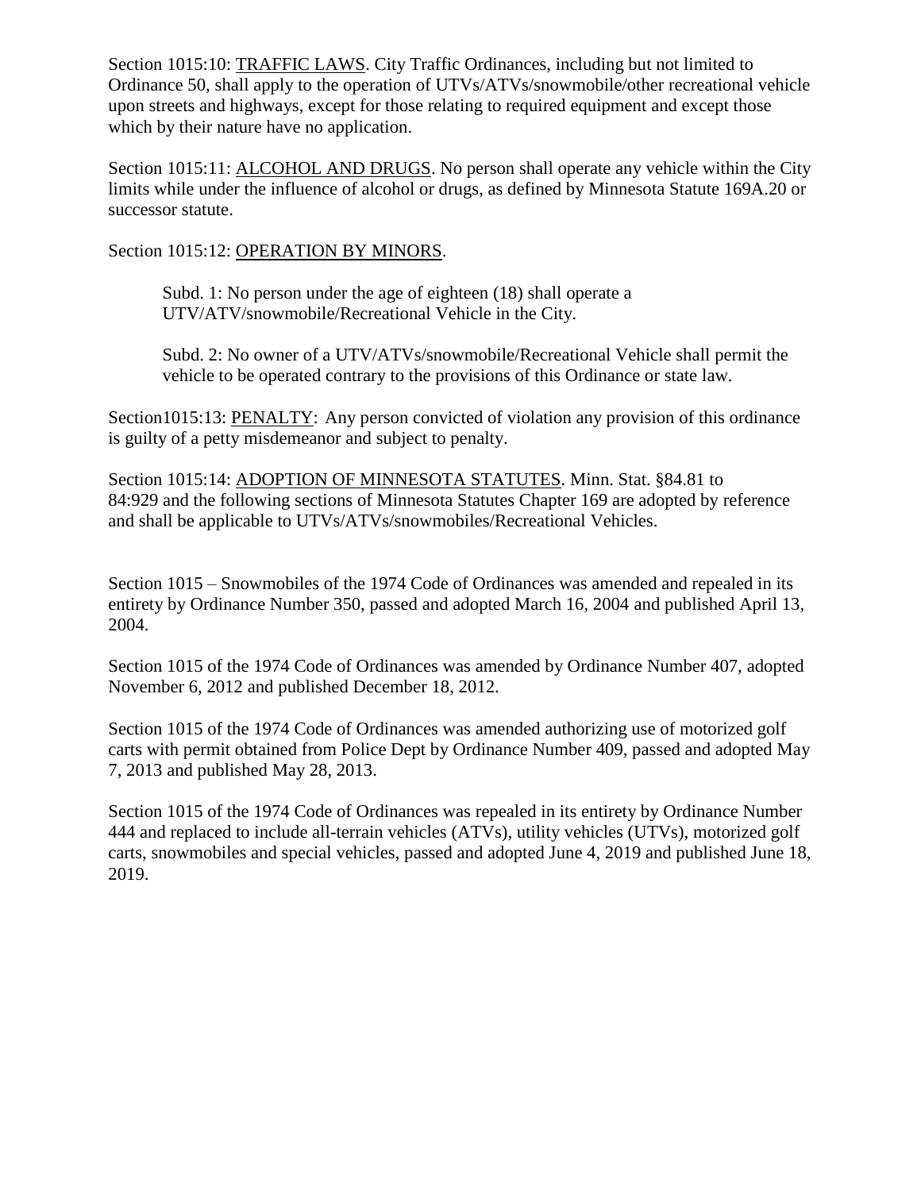Section 1015:10: TRAFFIC LAWS. City Traffic Ordinances, including but not limited to Ordinance 50, shall apply to the operation of UTVs/ATVs/snowmobile/other recreational vehicle upon streets and highways, except for those relating to required equipment and except those which by their nature have no application.

Section 1015:11: ALCOHOL AND DRUGS. No person shall operate any vehicle within the City limits while under the influence of alcohol or drugs, as defined by Minnesota Statute 169A.20 or successor statute.

Section 1015:12: OPERATION BY MINORS.

Subd. 1: No person under the age of eighteen (18) shall operate a UTV/ATV/snowmobile/Recreational Vehicle in the City.

Subd. 2: No owner of a UTV/ATVs/snowmobile/Recreational Vehicle shall permit the vehicle to be operated contrary to the provisions of this Ordinance or state law.

Section1015:13: PENALTY: Any person convicted of violation any provision of this ordinance is guilty of a petty misdemeanor and subject to penalty.

Section 1015:14: ADOPTION OF MINNESOTA STATUTES. Minn. Stat. §84.81 to 84:929 and the following sections of Minnesota Statutes Chapter 169 are adopted by reference and shall be applicable to UTVs/ATVs/snowmobiles/Recreational Vehicles.

Section 1015 – Snowmobiles of the 1974 Code of Ordinances was amended and repealed in its entirety by Ordinance Number 350, passed and adopted March 16, 2004 and published April 13, 2004.

Section 1015 of the 1974 Code of Ordinances was amended by Ordinance Number 407, adopted November 6, 2012 and published December 18, 2012.

Section 1015 of the 1974 Code of Ordinances was amended authorizing use of motorized golf carts with permit obtained from Police Dept by Ordinance Number 409, passed and adopted May 7, 2013 and published May 28, 2013.

Section 1015 of the 1974 Code of Ordinances was repealed in its entirety by Ordinance Number 444 and replaced to include all-terrain vehicles (ATVs), utility vehicles (UTVs), motorized golf carts, snowmobiles and special vehicles, passed and adopted June 4, 2019 and published June 18, 2019.